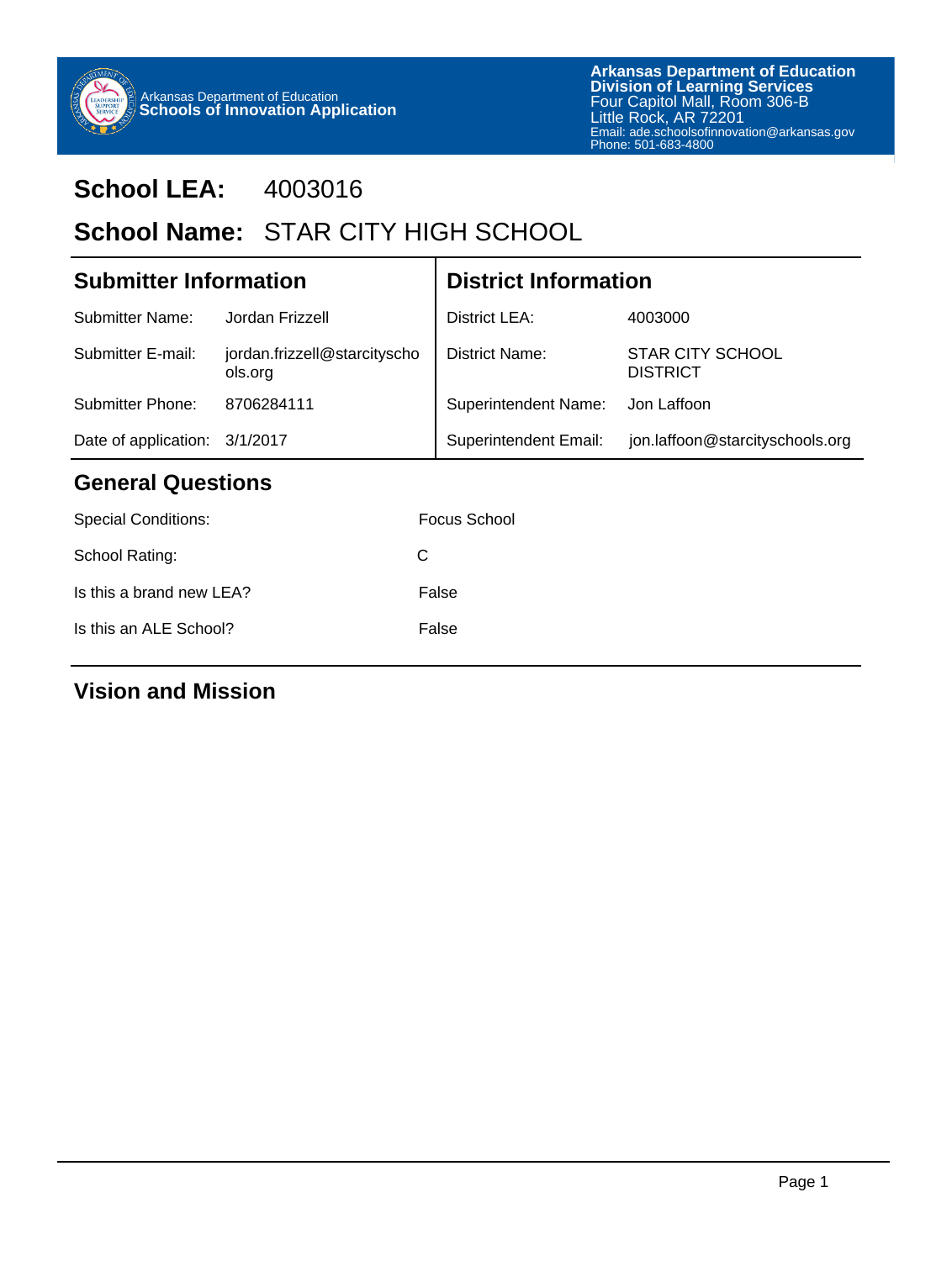Arkansas Department of Education
**Schools of Innovation Application**

**Arkansas Department of Education**
**Division of Learning Services**
Four Capitol Mall, Room 306-B
Little Rock, AR 72201
Email: ade.schoolsofinnovation@arkansas.gov
Phone: 501-683-4800

## School LEA: 4003016

## School Name: STAR CITY HIGH SCHOOL

### Submitter Information

| | |
|---|---|
| Submitter Name: | Jordan Frizzell |
| Submitter E-mail: | jordan.frizzell@starcityschools.org |
| Submitter Phone: | 8706284111 |
| Date of application: | 3/1/2017 |

### District Information

| | |
|---|---|
| District LEA: | 4003000 |
| District Name: | STAR CITY SCHOOL DISTRICT |
| Superintendent Name: | Jon Laffoon |
| Superintendent Email: | jon.laffoon@starcityschools.org |

### General Questions

| | |
|---|---|
| Special Conditions: | Focus School |
| School Rating: | C |
| Is this a brand new LEA? | False |
| Is this an ALE School? | False |

### Vision and Mission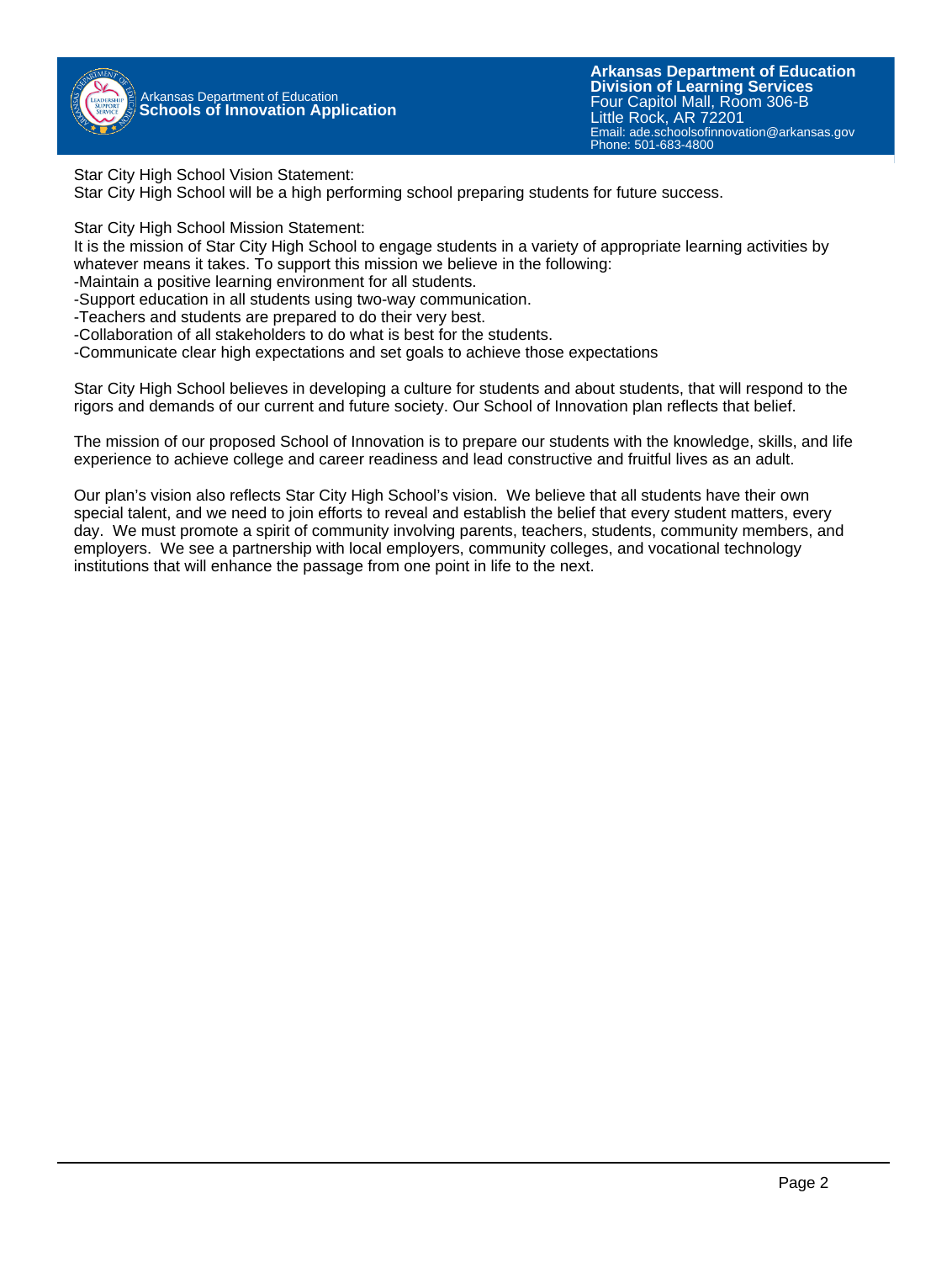Star City High School Vision Statement:
Star City High School will be a high performing school preparing students for future success.

Star City High School Mission Statement:
It is the mission of Star City High School to engage students in a variety of appropriate learning activities by whatever means it takes. To support this mission we believe in the following:
-Maintain a positive learning environment for all students.
-Support education in all students using two-way communication.
-Teachers and students are prepared to do their very best.
-Collaboration of all stakeholders to do what is best for the students.
-Communicate clear high expectations and set goals to achieve those expectations

Star City High School believes in developing a culture for students and about students, that will respond to the rigors and demands of our current and future society. Our School of Innovation plan reflects that belief.

The mission of our proposed School of Innovation is to prepare our students with the knowledge, skills, and life experience to achieve college and career readiness and lead constructive and fruitful lives as an adult.

Our plan's vision also reflects Star City High School's vision. We believe that all students have their own special talent, and we need to join efforts to reveal and establish the belief that every student matters, every day. We must promote a spirit of community involving parents, teachers, students, community members, and employers. We see a partnership with local employers, community colleges, and vocational technology institutions that will enhance the passage from one point in life to the next.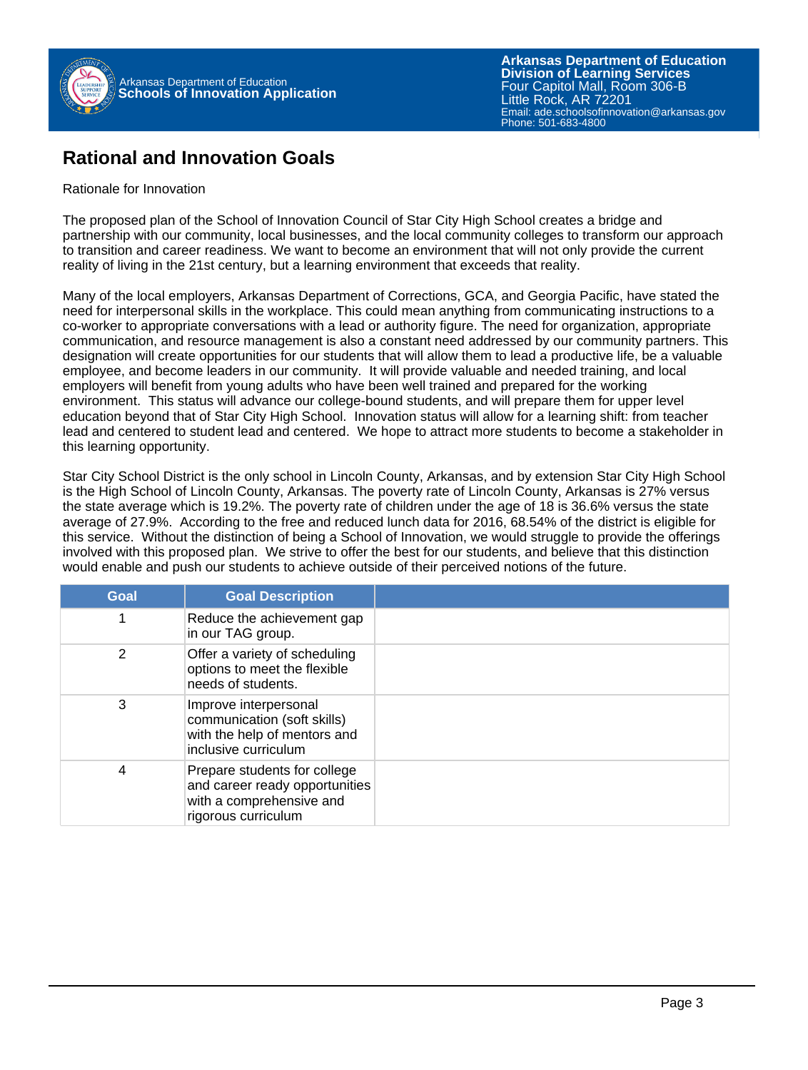## Rational and Innovation Goals

Rationale for Innovation

The proposed plan of the School of Innovation Council of Star City High School creates a bridge and partnership with our community, local businesses, and the local community colleges to transform our approach to transition and career readiness. We want to become an environment that will not only provide the current reality of living in the 21st century, but a learning environment that exceeds that reality.

Many of the local employers, Arkansas Department of Corrections, GCA, and Georgia Pacific, have stated the need for interpersonal skills in the workplace. This could mean anything from communicating instructions to a co-worker to appropriate conversations with a lead or authority figure. The need for organization, appropriate communication, and resource management is also a constant need addressed by our community partners. This designation will create opportunities for our students that will allow them to lead a productive life, be a valuable employee, and become leaders in our community. It will provide valuable and needed training, and local employers will benefit from young adults who have been well trained and prepared for the working environment. This status will advance our college-bound students, and will prepare them for upper level education beyond that of Star City High School. Innovation status will allow for a learning shift: from teacher lead and centered to student lead and centered. We hope to attract more students to become a stakeholder in this learning opportunity.

Star City School District is the only school in Lincoln County, Arkansas, and by extension Star City High School is the High School of Lincoln County, Arkansas. The poverty rate of Lincoln County, Arkansas is 27% versus the state average which is 19.2%. The poverty rate of children under the age of 18 is 36.6% versus the state average of 27.9%. According to the free and reduced lunch data for 2016, 68.54% of the district is eligible for this service. Without the distinction of being a School of Innovation, we would struggle to provide the offerings involved with this proposed plan. We strive to offer the best for our students, and believe that this distinction would enable and push our students to achieve outside of their perceived notions of the future.

| Goal | Goal Description | |
|---|---|---|
| 1 | Reduce the achievement gap in our TAG group. | |
| 2 | Offer a variety of scheduling options to meet the flexible needs of students. | |
| 3 | Improve interpersonal communication (soft skills) with the help of mentors and inclusive curriculum | |
| 4 | Prepare students for college and career ready opportunities with a comprehensive and rigorous curriculum | |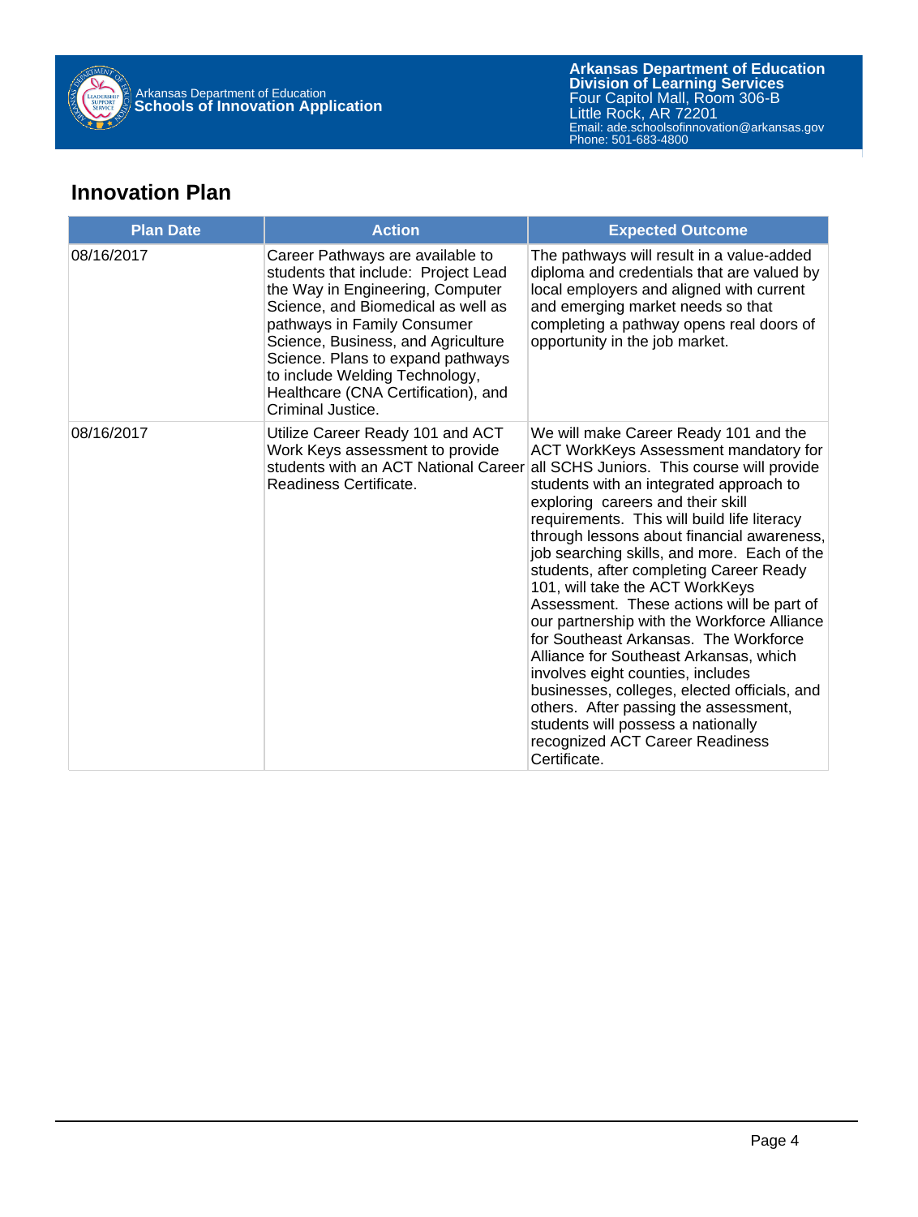## Innovation Plan

| Plan Date | Action | Expected Outcome |
| --- | --- | --- |
| 08/16/2017 | Career Pathways are available to students that include: Project Lead the Way in Engineering, Computer Science, and Biomedical as well as pathways in Family Consumer Science, Business, and Agriculture Science. Plans to expand pathways to include Welding Technology, Healthcare (CNA Certification), and Criminal Justice. | The pathways will result in a value-added diploma and credentials that are valued by local employers and aligned with current and emerging market needs so that completing a pathway opens real doors of opportunity in the job market. |
| 08/16/2017 | Utilize Career Ready 101 and ACT Work Keys assessment to provide students with an ACT National Career Readiness Certificate. | We will make Career Ready 101 and the ACT WorkKeys Assessment mandatory for all SCHS Juniors. This course will provide students with an integrated approach to exploring careers and their skill requirements. This will build life literacy through lessons about financial awareness, job searching skills, and more. Each of the students, after completing Career Ready 101, will take the ACT WorkKeys Assessment. These actions will be part of our partnership with the Workforce Alliance for Southeast Arkansas. The Workforce Alliance for Southeast Arkansas, which involves eight counties, includes businesses, colleges, elected officials, and others. After passing the assessment, students will possess a nationally recognized ACT Career Readiness Certificate. |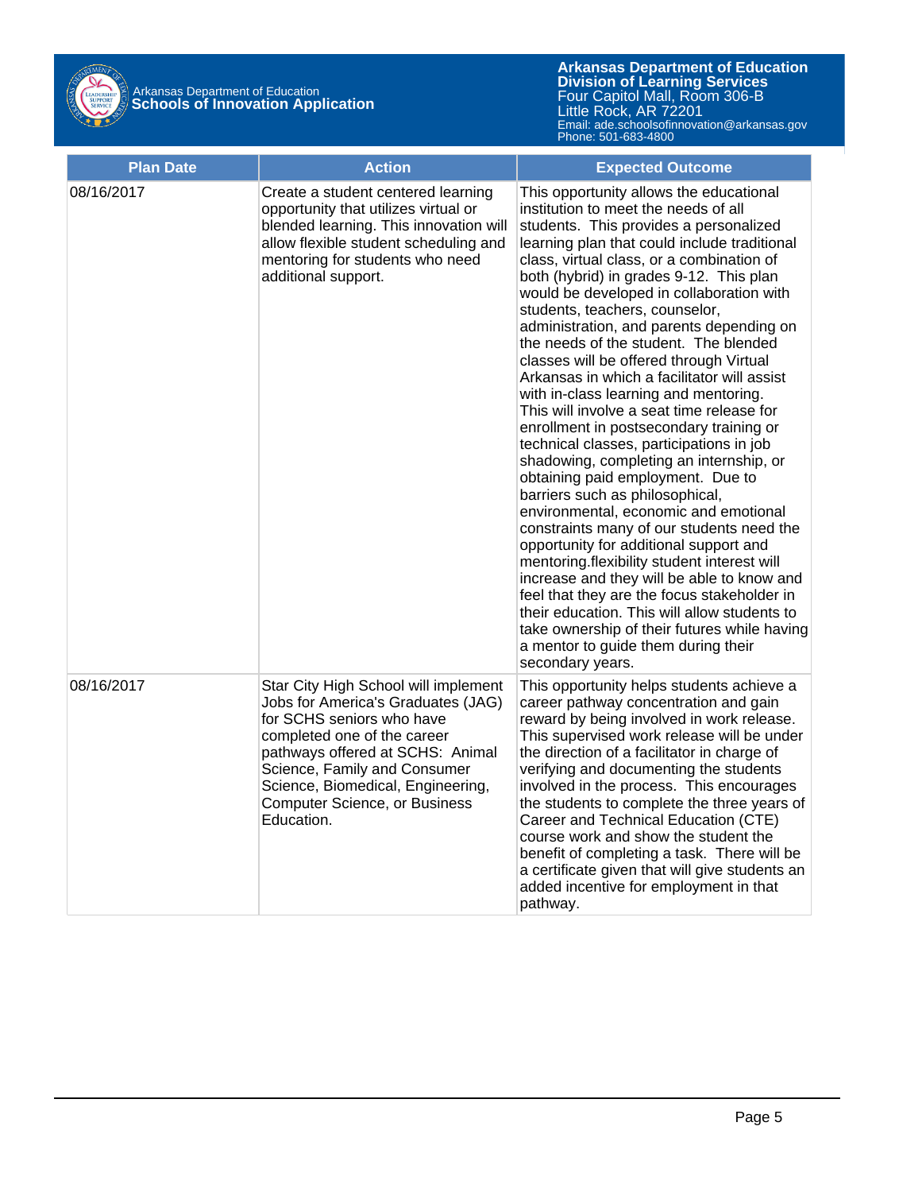| Plan Date | Action | Expected Outcome |
| --- | --- | --- |
| 08/16/2017 | Create a student centered learning opportunity that utilizes virtual or blended learning. This innovation will allow flexible student scheduling and mentoring for students who need additional support. | This opportunity allows the educational institution to meet the needs of all students. This provides a personalized learning plan that could include traditional class, virtual class, or a combination of both (hybrid) in grades 9-12. This plan would be developed in collaboration with students, teachers, counselor, administration, and parents depending on the needs of the student. The blended classes will be offered through Virtual Arkansas in which a facilitator will assist with in-class learning and mentoring. This will involve a seat time release for enrollment in postsecondary training or technical classes, participations in job shadowing, completing an internship, or obtaining paid employment. Due to barriers such as philosophical, environmental, economic and emotional constraints many of our students need the opportunity for additional support and mentoring.flexibility student interest will increase and they will be able to know and feel that they are the focus stakeholder in their education. This will allow students to take ownership of their futures while having a mentor to guide them during their secondary years. |
| 08/16/2017 | Star City High School will implement Jobs for America's Graduates (JAG) for SCHS seniors who have completed one of the career pathways offered at SCHS: Animal Science, Family and Consumer Science, Biomedical, Engineering, Computer Science, or Business Education. | This opportunity helps students achieve a career pathway concentration and gain reward by being involved in work release. This supervised work release will be under the direction of a facilitator in charge of verifying and documenting the students involved in the process. This encourages the students to complete the three years of Career and Technical Education (CTE) course work and show the student the benefit of completing a task. There will be a certificate given that will give students an added incentive for employment in that pathway. |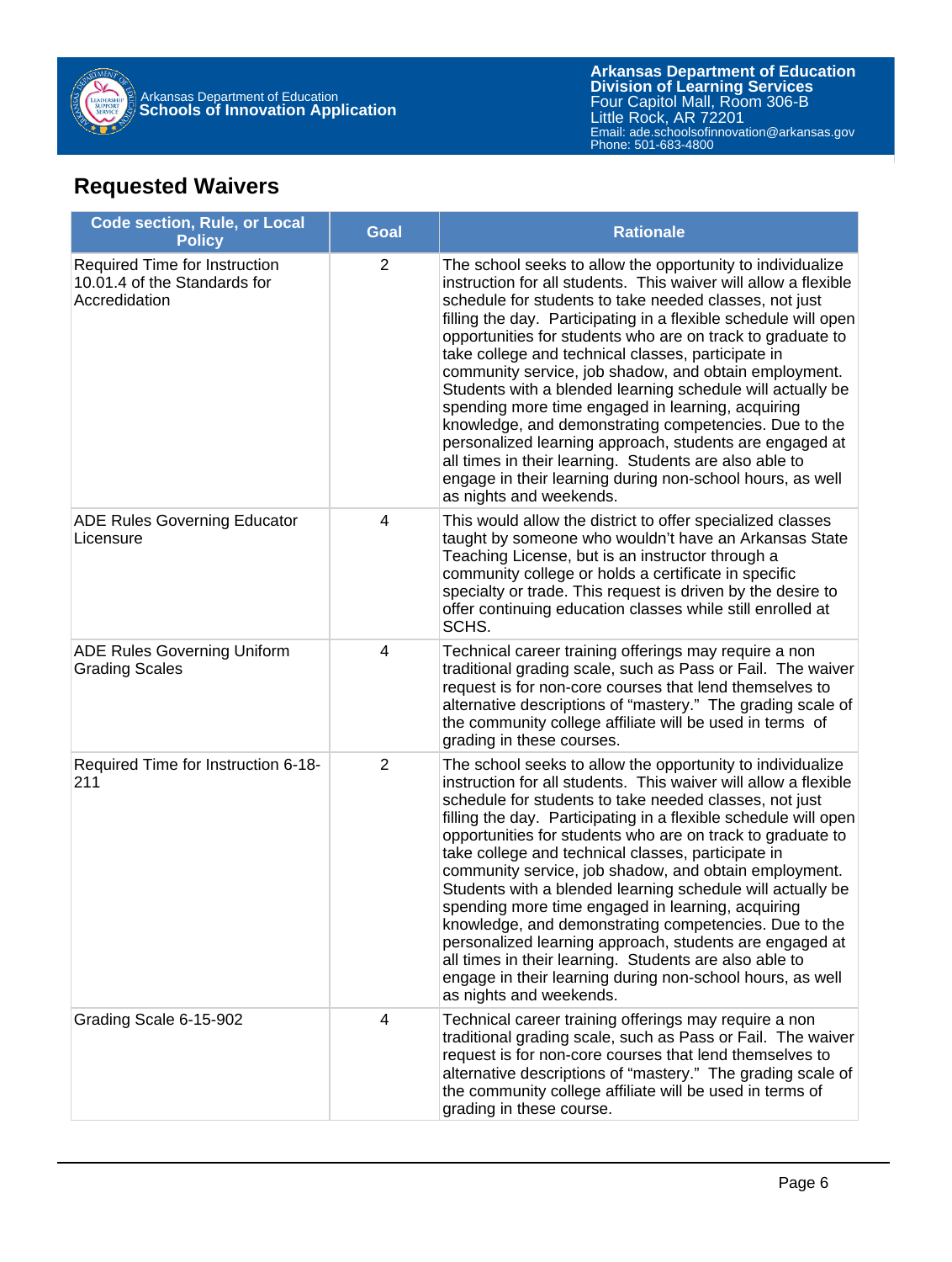## Requested Waivers

| Code section, Rule, or Local Policy | Goal | Rationale |
|---|---|---|
| Required Time for Instruction 10.01.4 of the Standards for Accredidation | 2 | The school seeks to allow the opportunity to individualize instruction for all students. This waiver will allow a flexible schedule for students to take needed classes, not just filling the day. Participating in a flexible schedule will open opportunities for students who are on track to graduate to take college and technical classes, participate in community service, job shadow, and obtain employment. Students with a blended learning schedule will actually be spending more time engaged in learning, acquiring knowledge, and demonstrating competencies. Due to the personalized learning approach, students are engaged at all times in their learning. Students are also able to engage in their learning during non-school hours, as well as nights and weekends. |
| ADE Rules Governing Educator Licensure | 4 | This would allow the district to offer specialized classes taught by someone who wouldn't have an Arkansas State Teaching License, but is an instructor through a community college or holds a certificate in specific specialty or trade. This request is driven by the desire to offer continuing education classes while still enrolled at SCHS. |
| ADE Rules Governing Uniform Grading Scales | 4 | Technical career training offerings may require a non traditional grading scale, such as Pass or Fail. The waiver request is for non-core courses that lend themselves to alternative descriptions of "mastery." The grading scale of the community college affiliate will be used in terms of grading in these courses. |
| Required Time for Instruction 6-18-211 | 2 | The school seeks to allow the opportunity to individualize instruction for all students. This waiver will allow a flexible schedule for students to take needed classes, not just filling the day. Participating in a flexible schedule will open opportunities for students who are on track to graduate to take college and technical classes, participate in community service, job shadow, and obtain employment. Students with a blended learning schedule will actually be spending more time engaged in learning, acquiring knowledge, and demonstrating competencies. Due to the personalized learning approach, students are engaged at all times in their learning. Students are also able to engage in their learning during non-school hours, as well as nights and weekends. |
| Grading Scale 6-15-902 | 4 | Technical career training offerings may require a non traditional grading scale, such as Pass or Fail. The waiver request is for non-core courses that lend themselves to alternative descriptions of "mastery." The grading scale of the community college affiliate will be used in terms of grading in these course. |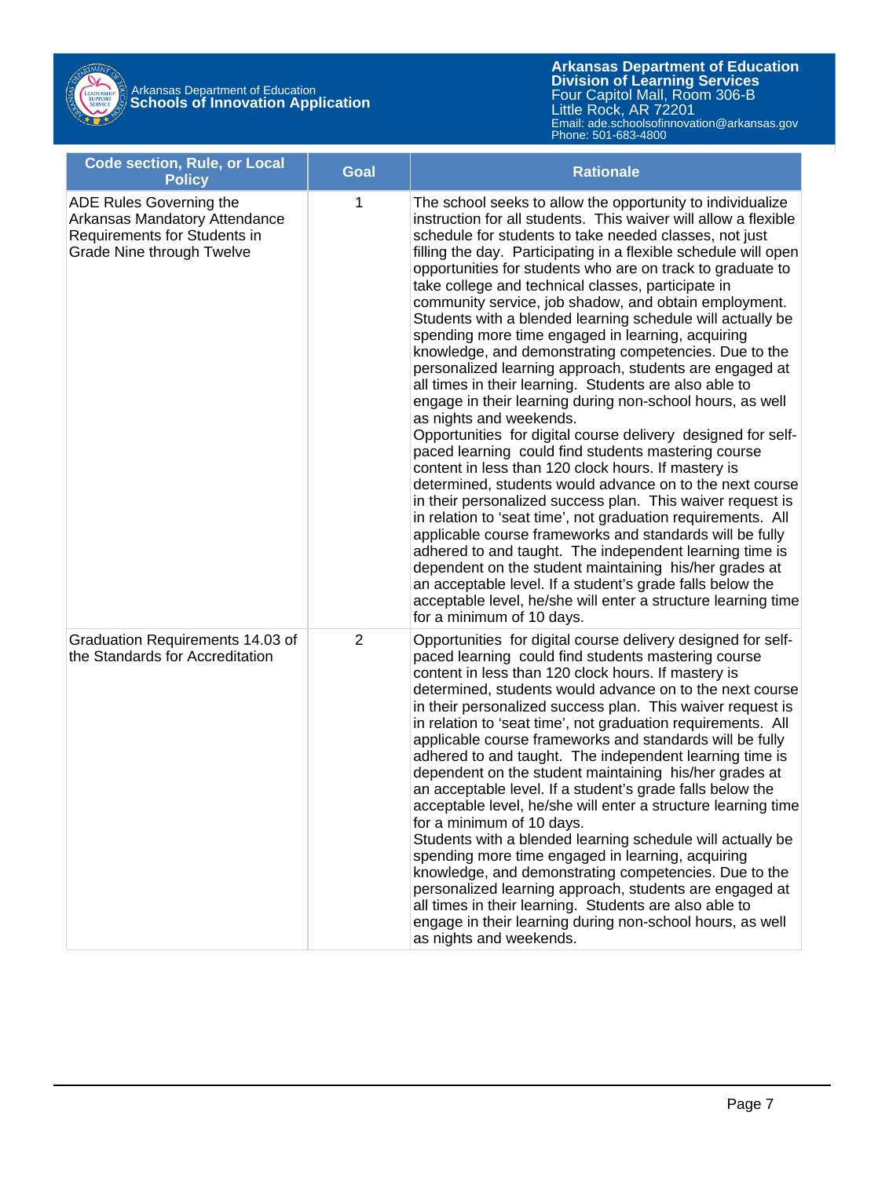| Code section, Rule, or Local Policy | Goal | Rationale |
|---|---|---|
| ADE Rules Governing the Arkansas Mandatory Attendance Requirements for Students in Grade Nine through Twelve | 1 | The school seeks to allow the opportunity to individualize instruction for all students. This waiver will allow a flexible schedule for students to take needed classes, not just filling the day. Participating in a flexible schedule will open opportunities for students who are on track to graduate to take college and technical classes, participate in community service, job shadow, and obtain employment. Students with a blended learning schedule will actually be spending more time engaged in learning, acquiring knowledge, and demonstrating competencies. Due to the personalized learning approach, students are engaged at all times in their learning. Students are also able to engage in their learning during non-school hours, as well as nights and weekends.<br>Opportunities for digital course delivery designed for self-paced learning could find students mastering course content in less than 120 clock hours. If mastery is determined, students would advance on to the next course in their personalized success plan. This waiver request is in relation to 'seat time', not graduation requirements. All applicable course frameworks and standards will be fully adhered to and taught. The independent learning time is dependent on the student maintaining his/her grades at an acceptable level. If a student's grade falls below the acceptable level, he/she will enter a structure learning time for a minimum of 10 days. |
| Graduation Requirements 14.03 of the Standards for Accreditation | 2 | Opportunities for digital course delivery designed for self-paced learning could find students mastering course content in less than 120 clock hours. If mastery is determined, students would advance on to the next course in their personalized success plan. This waiver request is in relation to 'seat time', not graduation requirements. All applicable course frameworks and standards will be fully adhered to and taught. The independent learning time is dependent on the student maintaining his/her grades at an acceptable level. If a student's grade falls below the acceptable level, he/she will enter a structure learning time for a minimum of 10 days.<br>Students with a blended learning schedule will actually be spending more time engaged in learning, acquiring knowledge, and demonstrating competencies. Due to the personalized learning approach, students are engaged at all times in their learning. Students are also able to engage in their learning during non-school hours, as well as nights and weekends. |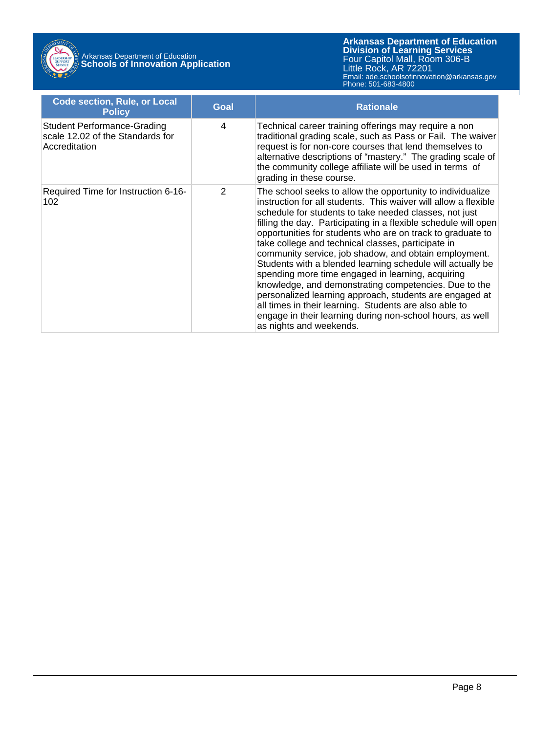| Code section, Rule, or Local Policy | Goal | Rationale |
| --- | --- | --- |
| Student Performance-Grading scale 12.02 of the Standards for Accreditation | 4 | Technical career training offerings may require a non traditional grading scale, such as Pass or Fail. The waiver request is for non-core courses that lend themselves to alternative descriptions of "mastery." The grading scale of the community college affiliate will be used in terms of grading in these course. |
| Required Time for Instruction 6-16-102 | 2 | The school seeks to allow the opportunity to individualize instruction for all students. This waiver will allow a flexible schedule for students to take needed classes, not just filling the day. Participating in a flexible schedule will open opportunities for students who are on track to graduate to take college and technical classes, participate in community service, job shadow, and obtain employment. Students with a blended learning schedule will actually be spending more time engaged in learning, acquiring knowledge, and demonstrating competencies. Due to the personalized learning approach, students are engaged at all times in their learning. Students are also able to engage in their learning during non-school hours, as well as nights and weekends. |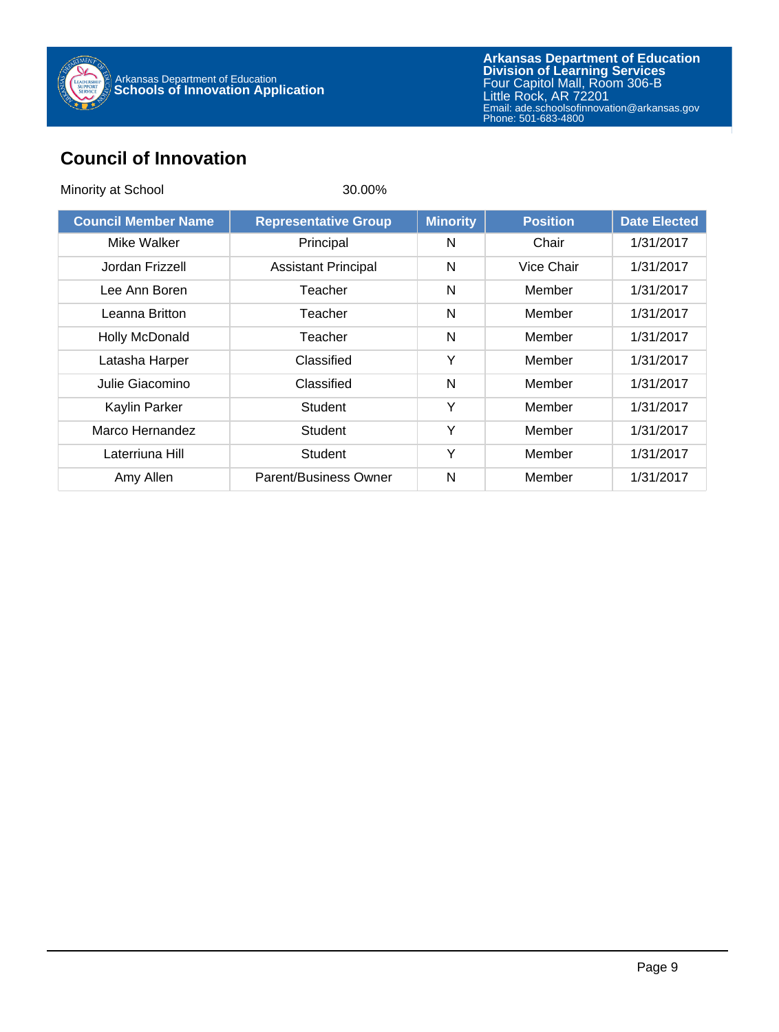## Council of Innovation

Minority at School 30.00%

| Council Member Name | Representative Group | Minority | Position | Date Elected |
|---|---|---|---|---|
| Mike Walker | Principal | N | Chair | 1/31/2017 |
| Jordan Frizzell | Assistant Principal | N | Vice Chair | 1/31/2017 |
| Lee Ann Boren | Teacher | N | Member | 1/31/2017 |
| Leanna Britton | Teacher | N | Member | 1/31/2017 |
| Holly McDonald | Teacher | N | Member | 1/31/2017 |
| Latasha Harper | Classified | Y | Member | 1/31/2017 |
| Julie Giacomino | Classified | N | Member | 1/31/2017 |
| Kaylin Parker | Student | Y | Member | 1/31/2017 |
| Marco Hernandez | Student | Y | Member | 1/31/2017 |
| Laterriuna Hill | Student | Y | Member | 1/31/2017 |
| Amy Allen | Parent/Business Owner | N | Member | 1/31/2017 |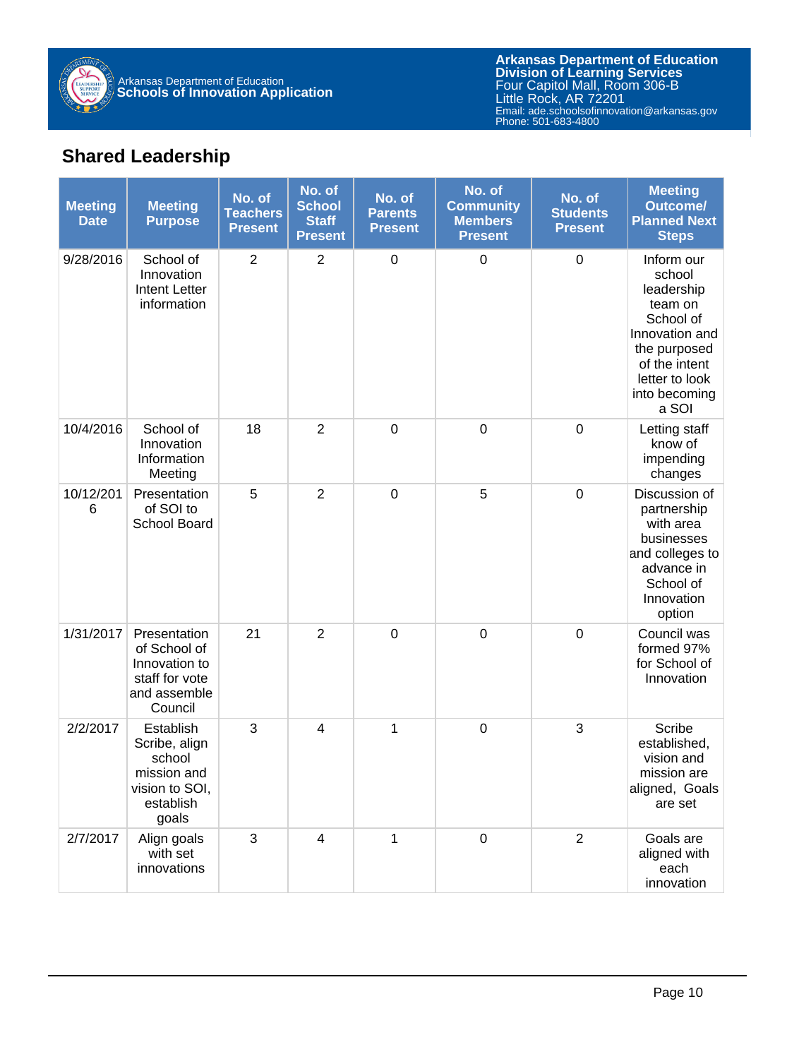## Shared Leadership

| Meeting Date | Meeting Purpose | No. of Teachers Present | No. of School Staff Present | No. of Parents Present | No. of Community Members Present | No. of Students Present | Meeting Outcome/ Planned Next Steps |
|---|---|---|---|---|---|---|---|
| 9/28/2016 | School of Innovation Intent Letter information | 2 | 2 | 0 | 0 | 0 | Inform our school leadership team on School of Innovation and the purposed of the intent letter to look into becoming a SOI |
| 10/4/2016 | School of Innovation Information Meeting | 18 | 2 | 0 | 0 | 0 | Letting staff know of impending changes |
| 10/12/2016 | Presentation of SOI to School Board | 5 | 2 | 0 | 5 | 0 | Discussion of partnership with area businesses and colleges to advance in School of Innovation option |
| 1/31/2017 | Presentation of School of Innovation to staff for vote and assemble Council | 21 | 2 | 0 | 0 | 0 | Council was formed 97% for School of Innovation |
| 2/2/2017 | Establish Scribe, align school mission and vision to SOI, establish goals | 3 | 4 | 1 | 0 | 3 | Scribe established, vision and mission are aligned, Goals are set |
| 2/7/2017 | Align goals with set innovations | 3 | 4 | 1 | 0 | 2 | Goals are aligned with each innovation |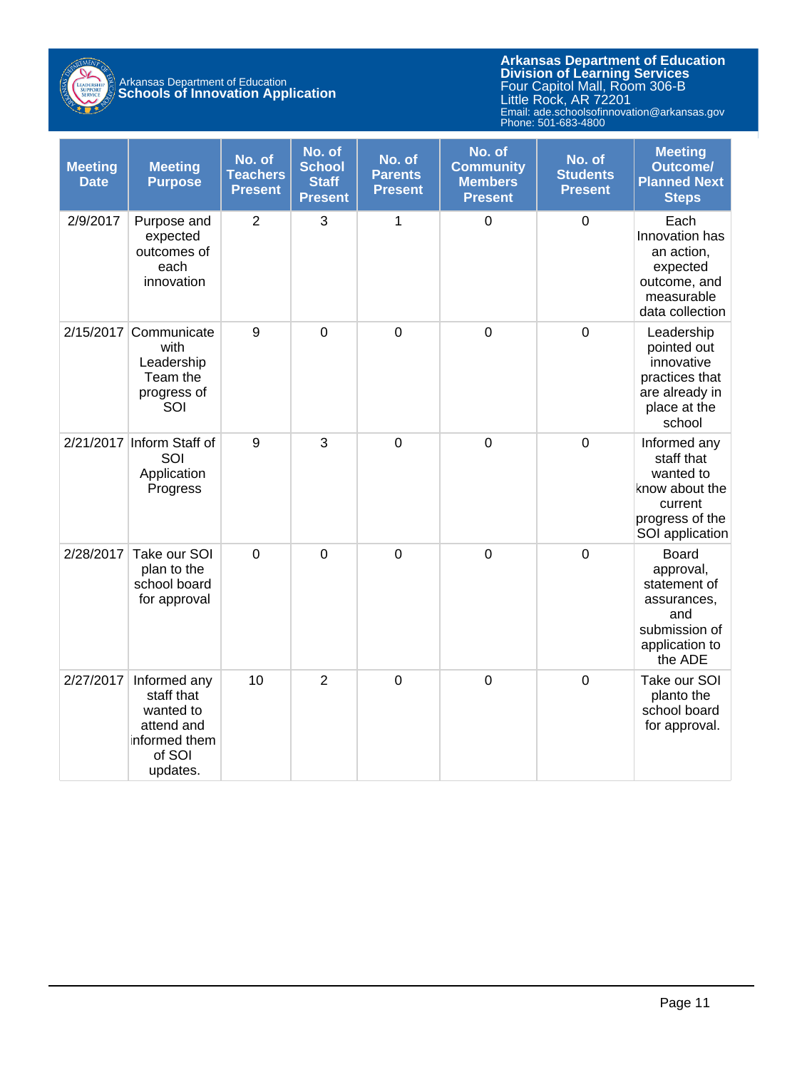| Meeting Date | Meeting Purpose | No. of Teachers Present | No. of School Staff Present | No. of Parents Present | No. of Community Members Present | No. of Students Present | Meeting Outcome/ Planned Next Steps |
|---|---|---|---|---|---|---|---|
| 2/9/2017 | Purpose and expected outcomes of each innovation | 2 | 3 | 1 | 0 | 0 | Each Innovation has an action, expected outcome, and measurable data collection |
| 2/15/2017 | Communicate with Leadership Team the progress of SOI | 9 | 0 | 0 | 0 | 0 | Leadership pointed out innovative practices that are already in place at the school |
| 2/21/2017 | Inform Staff of SOI Application Progress | 9 | 3 | 0 | 0 | 0 | Informed any staff that wanted to know about the current progress of the SOI application |
| 2/28/2017 | Take our SOI plan to the school board for approval | 0 | 0 | 0 | 0 | 0 | Board approval, statement of assurances, and submission of application to the ADE |
| 2/27/2017 | Informed any staff that wanted to attend and informed them of SOI updates. | 10 | 2 | 0 | 0 | 0 | Take our SOI planto the school board for approval. |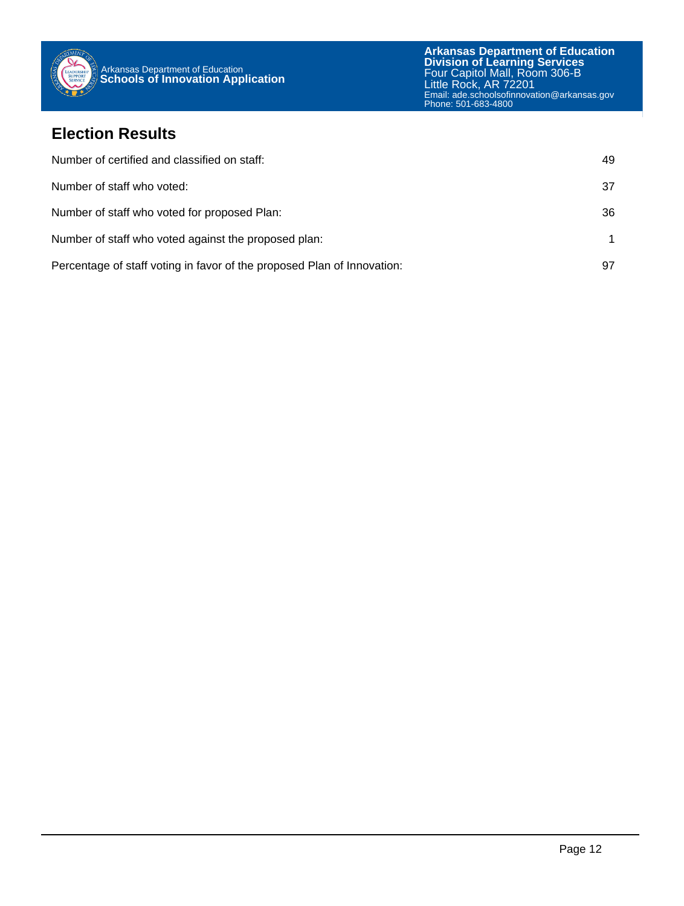## Election Results

| | |
|---|---|
| Number of certified and classified on staff: | 49 |
| Number of staff who voted: | 37 |
| Number of staff who voted for proposed Plan: | 36 |
| Number of staff who voted against the proposed plan: | 1 |
| Percentage of staff voting in favor of the proposed Plan of Innovation: | 97 |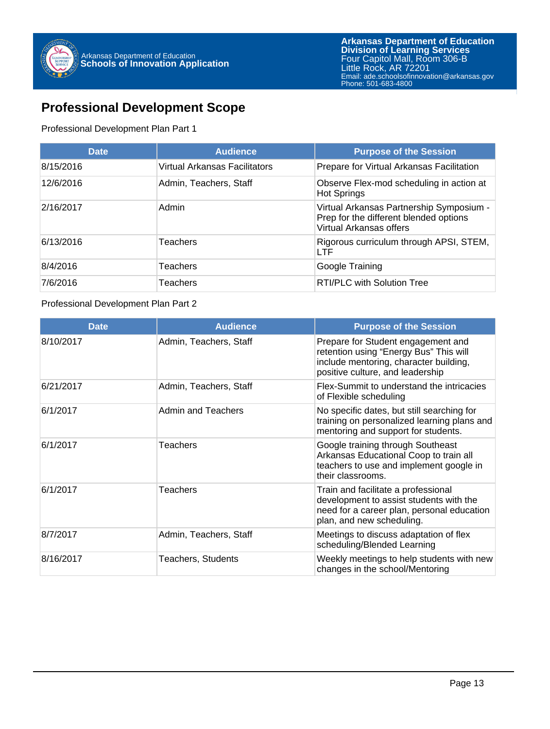## Professional Development Scope

Professional Development Plan Part 1

| Date | Audience | Purpose of the Session |
|---|---|---|
| 8/15/2016 | Virtual Arkansas Facilitators | Prepare for Virtual Arkansas Facilitation |
| 12/6/2016 | Admin, Teachers, Staff | Observe Flex-mod scheduling in action at Hot Springs |
| 2/16/2017 | Admin | Virtual Arkansas Partnership Symposium - Prep for the different blended options Virtual Arkansas offers |
| 6/13/2016 | Teachers | Rigorous curriculum through APSI, STEM, LTF |
| 8/4/2016 | Teachers | Google Training |
| 7/6/2016 | Teachers | RTI/PLC with Solution Tree |

Professional Development Plan Part 2

| Date | Audience | Purpose of the Session |
|---|---|---|
| 8/10/2017 | Admin, Teachers, Staff | Prepare for Student engagement and retention using "Energy Bus" This will include mentoring, character building, positive culture, and leadership |
| 6/21/2017 | Admin, Teachers, Staff | Flex-Summit to understand the intricacies of Flexible scheduling |
| 6/1/2017 | Admin and Teachers | No specific dates, but still searching for training on personalized learning plans and mentoring and support for students. |
| 6/1/2017 | Teachers | Google training through Southeast Arkansas Educational Coop to train all teachers to use and implement google in their classrooms. |
| 6/1/2017 | Teachers | Train and facilitate a professional development to assist students with the need for a career plan, personal education plan, and new scheduling. |
| 8/7/2017 | Admin, Teachers, Staff | Meetings to discuss adaptation of flex scheduling/Blended Learning |
| 8/16/2017 | Teachers, Students | Weekly meetings to help students with new changes in the school/Mentoring |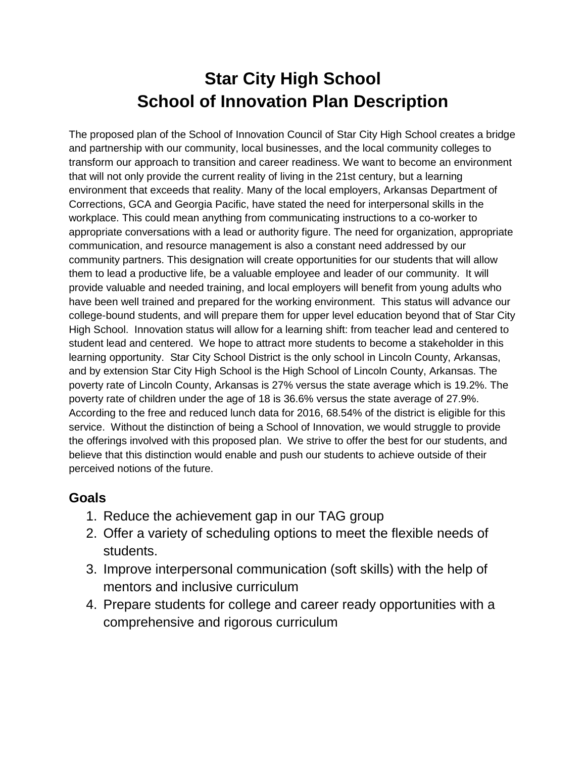# Star City High School
# School of Innovation Plan Description

The proposed plan of the School of Innovation Council of Star City High School creates a bridge and partnership with our community, local businesses, and the local community colleges to transform our approach to transition and career readiness. We want to become an environment that will not only provide the current reality of living in the 21st century, but a learning environment that exceeds that reality. Many of the local employers, Arkansas Department of Corrections, GCA and Georgia Pacific, have stated the need for interpersonal skills in the workplace. This could mean anything from communicating instructions to a co-worker to appropriate conversations with a lead or authority figure. The need for organization, appropriate communication, and resource management is also a constant need addressed by our community partners. This designation will create opportunities for our students that will allow them to lead a productive life, be a valuable employee and leader of our community. It will provide valuable and needed training, and local employers will benefit from young adults who have been well trained and prepared for the working environment. This status will advance our college-bound students, and will prepare them for upper level education beyond that of Star City High School. Innovation status will allow for a learning shift: from teacher lead and centered to student lead and centered. We hope to attract more students to become a stakeholder in this learning opportunity. Star City School District is the only school in Lincoln County, Arkansas, and by extension Star City High School is the High School of Lincoln County, Arkansas. The poverty rate of Lincoln County, Arkansas is 27% versus the state average which is 19.2%. The poverty rate of children under the age of 18 is 36.6% versus the state average of 27.9%. According to the free and reduced lunch data for 2016, 68.54% of the district is eligible for this service. Without the distinction of being a School of Innovation, we would struggle to provide the offerings involved with this proposed plan. We strive to offer the best for our students, and believe that this distinction would enable and push our students to achieve outside of their perceived notions of the future.

## Goals

1. Reduce the achievement gap in our TAG group
2. Offer a variety of scheduling options to meet the flexible needs of students.
3. Improve interpersonal communication (soft skills) with the help of mentors and inclusive curriculum
4. Prepare students for college and career ready opportunities with a comprehensive and rigorous curriculum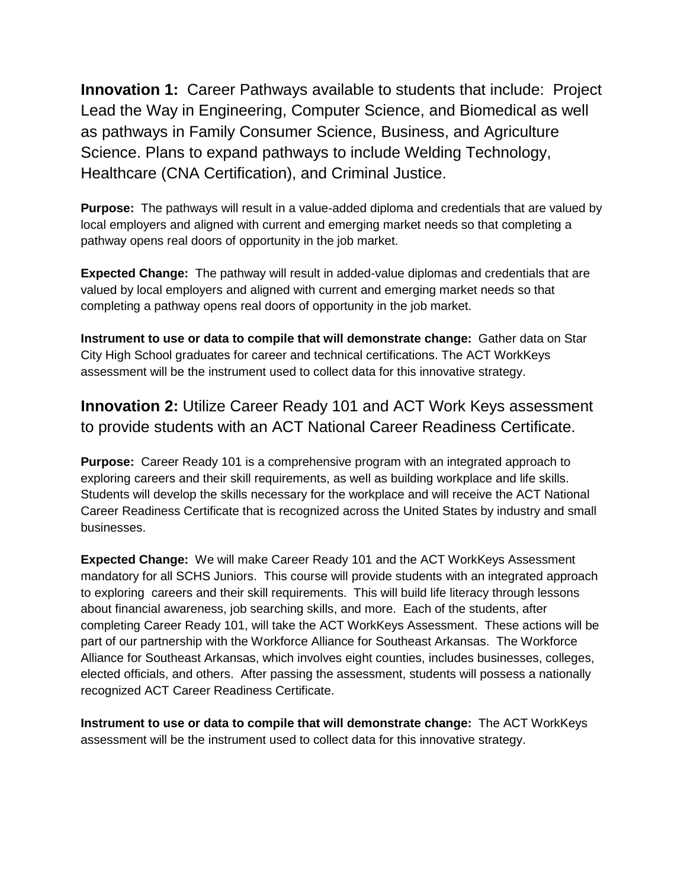## **Innovation 1:** Career Pathways available to students that include: Project Lead the Way in Engineering, Computer Science, and Biomedical as well as pathways in Family Consumer Science, Business, and Agriculture Science. Plans to expand pathways to include Welding Technology, Healthcare (CNA Certification), and Criminal Justice.

**Purpose:** The pathways will result in a value-added diploma and credentials that are valued by local employers and aligned with current and emerging market needs so that completing a pathway opens real doors of opportunity in the job market.

**Expected Change:** The pathway will result in added-value diplomas and credentials that are valued by local employers and aligned with current and emerging market needs so that completing a pathway opens real doors of opportunity in the job market.

**Instrument to use or data to compile that will demonstrate change:** Gather data on Star City High School graduates for career and technical certifications. The ACT WorkKeys assessment will be the instrument used to collect data for this innovative strategy.

## **Innovation 2:** Utilize Career Ready 101 and ACT Work Keys assessment to provide students with an ACT National Career Readiness Certificate.

**Purpose:** Career Ready 101 is a comprehensive program with an integrated approach to exploring careers and their skill requirements, as well as building workplace and life skills. Students will develop the skills necessary for the workplace and will receive the ACT National Career Readiness Certificate that is recognized across the United States by industry and small businesses.

**Expected Change:** We will make Career Ready 101 and the ACT WorkKeys Assessment mandatory for all SCHS Juniors. This course will provide students with an integrated approach to exploring careers and their skill requirements. This will build life literacy through lessons about financial awareness, job searching skills, and more. Each of the students, after completing Career Ready 101, will take the ACT WorkKeys Assessment. These actions will be part of our partnership with the Workforce Alliance for Southeast Arkansas. The Workforce Alliance for Southeast Arkansas, which involves eight counties, includes businesses, colleges, elected officials, and others. After passing the assessment, students will possess a nationally recognized ACT Career Readiness Certificate.

**Instrument to use or data to compile that will demonstrate change:** The ACT WorkKeys assessment will be the instrument used to collect data for this innovative strategy.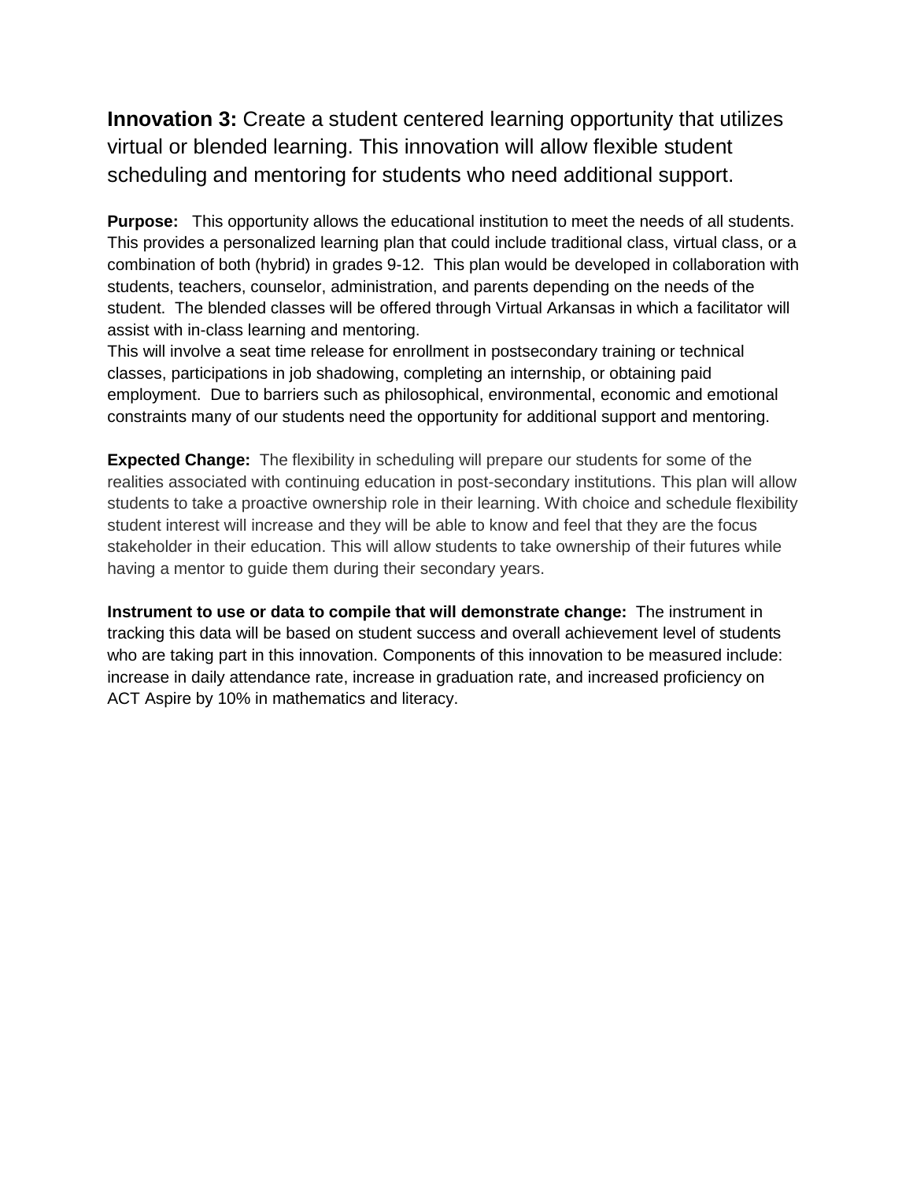**Innovation 3:** Create a student centered learning opportunity that utilizes virtual or blended learning. This innovation will allow flexible student scheduling and mentoring for students who need additional support.

**Purpose:** This opportunity allows the educational institution to meet the needs of all students. This provides a personalized learning plan that could include traditional class, virtual class, or a combination of both (hybrid) in grades 9-12. This plan would be developed in collaboration with students, teachers, counselor, administration, and parents depending on the needs of the student. The blended classes will be offered through Virtual Arkansas in which a facilitator will assist with in-class learning and mentoring.
This will involve a seat time release for enrollment in postsecondary training or technical classes, participations in job shadowing, completing an internship, or obtaining paid employment. Due to barriers such as philosophical, environmental, economic and emotional constraints many of our students need the opportunity for additional support and mentoring.

**Expected Change:** The flexibility in scheduling will prepare our students for some of the realities associated with continuing education in post-secondary institutions. This plan will allow students to take a proactive ownership role in their learning. With choice and schedule flexibility student interest will increase and they will be able to know and feel that they are the focus stakeholder in their education. This will allow students to take ownership of their futures while having a mentor to guide them during their secondary years.

**Instrument to use or data to compile that will demonstrate change:** The instrument in tracking this data will be based on student success and overall achievement level of students who are taking part in this innovation. Components of this innovation to be measured include: increase in daily attendance rate, increase in graduation rate, and increased proficiency on ACT Aspire by 10% in mathematics and literacy.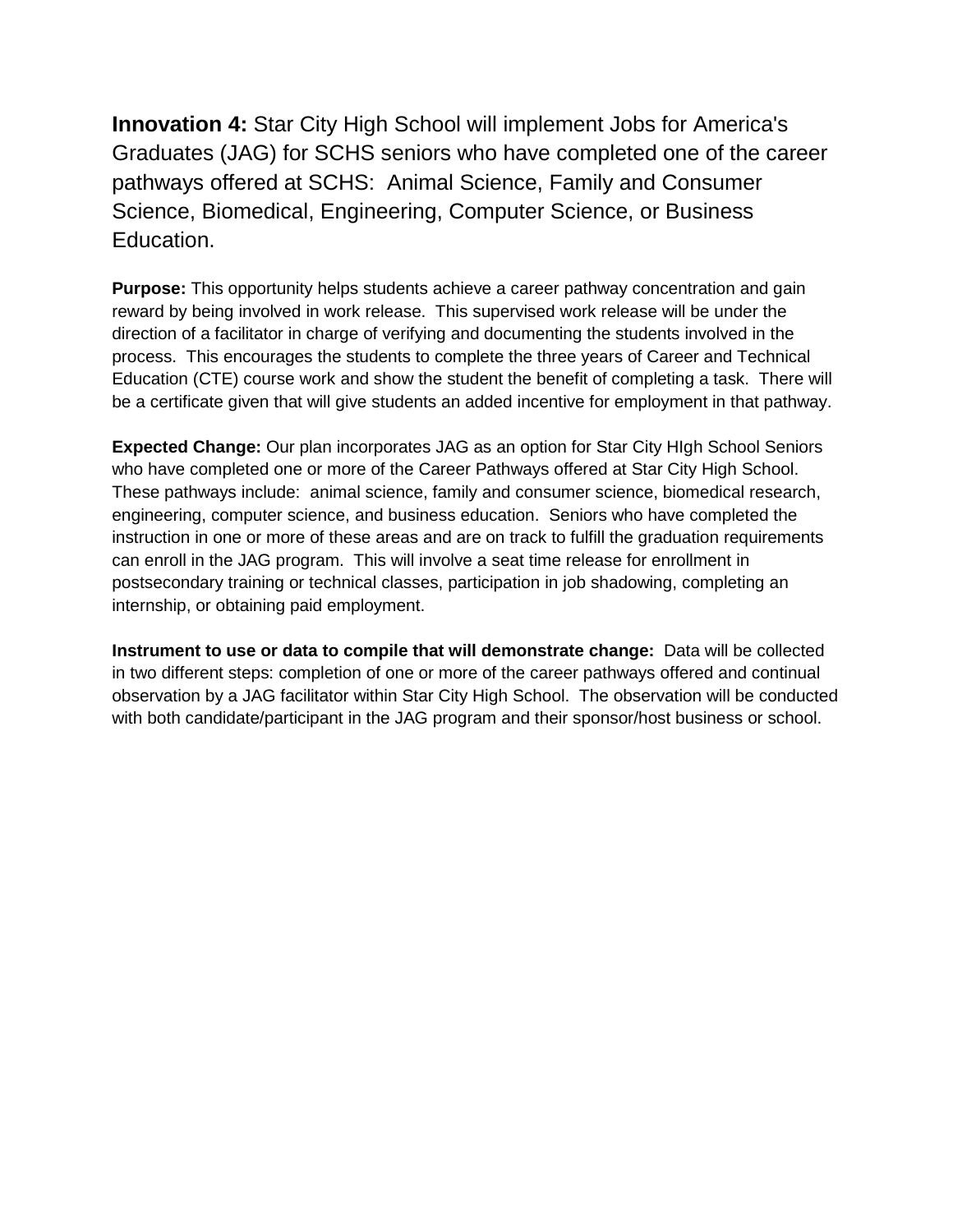**Innovation 4:** Star City High School will implement Jobs for America's Graduates (JAG) for SCHS seniors who have completed one of the career pathways offered at SCHS: Animal Science, Family and Consumer Science, Biomedical, Engineering, Computer Science, or Business Education.

**Purpose:** This opportunity helps students achieve a career pathway concentration and gain reward by being involved in work release. This supervised work release will be under the direction of a facilitator in charge of verifying and documenting the students involved in the process. This encourages the students to complete the three years of Career and Technical Education (CTE) course work and show the student the benefit of completing a task. There will be a certificate given that will give students an added incentive for employment in that pathway.

**Expected Change:** Our plan incorporates JAG as an option for Star City HIgh School Seniors who have completed one or more of the Career Pathways offered at Star City High School. These pathways include: animal science, family and consumer science, biomedical research, engineering, computer science, and business education. Seniors who have completed the instruction in one or more of these areas and are on track to fulfill the graduation requirements can enroll in the JAG program. This will involve a seat time release for enrollment in postsecondary training or technical classes, participation in job shadowing, completing an internship, or obtaining paid employment.

**Instrument to use or data to compile that will demonstrate change:** Data will be collected in two different steps: completion of one or more of the career pathways offered and continual observation by a JAG facilitator within Star City High School. The observation will be conducted with both candidate/participant in the JAG program and their sponsor/host business or school.